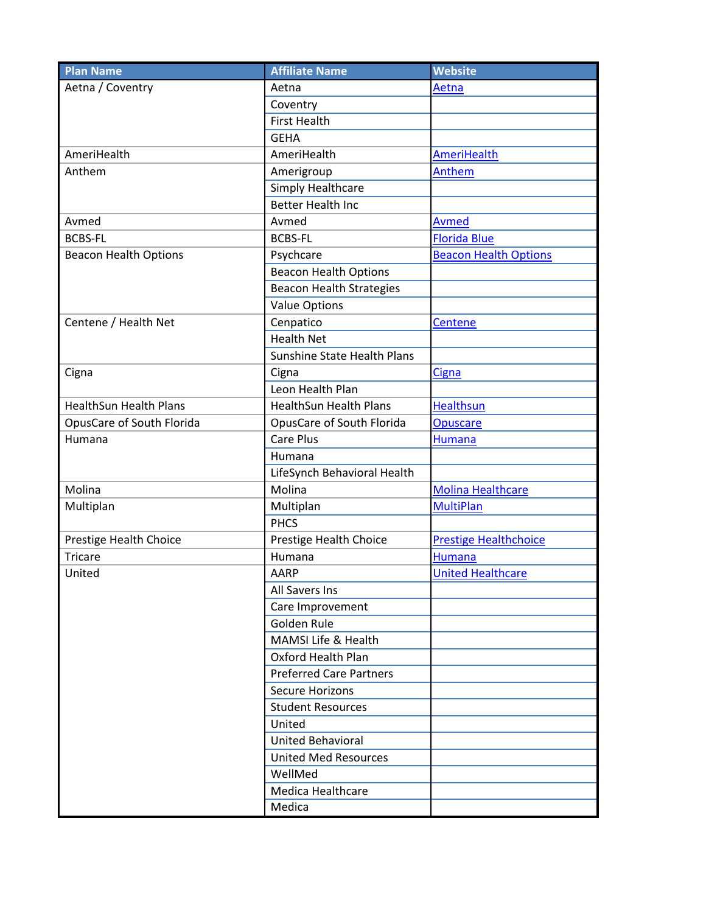| Plan Name | Affiliate Name | Website |
|---|---|---|
| Aetna / Coventry | Aetna | Aetna |
| | Coventry | |
| | First Health | |
| | GEHA | |
| AmeriHealth | AmeriHealth | AmeriHealth |
| Anthem | Amerigroup | Anthem |
| | Simply Healthcare | |
| | Better Health Inc | |
| Avmed | Avmed | Avmed |
| BCBS-FL | BCBS-FL | Florida Blue |
| Beacon Health Options | Psychcare | Beacon Health Options |
| | Beacon Health Options | |
| | Beacon Health Strategies | |
| | Value Options | |
| Centene / Health Net | Cenpatico | Centene |
| | Health Net | |
| | Sunshine State Health Plans | |
| Cigna | Cigna | Cigna |
| | Leon Health Plan | |
| HealthSun Health Plans | HealthSun Health Plans | Healthsun |
| OpusCare of South Florida | OpusCare of South Florida | Opuscare |
| Humana | Care Plus | Humana |
| | Humana | |
| | LifeSynch Behavioral Health | |
| Molina | Molina | Molina Healthcare |
| Multiplan | Multiplan | MultiPlan |
| | PHCS | |
| Prestige Health Choice | Prestige Health Choice | Prestige Healthchoice |
| Tricare | Humana | Humana |
| United | AARP | United Healthcare |
| | All Savers Ins | |
| | Care Improvement | |
| | Golden Rule | |
| | MAMSI Life & Health | |
| | Oxford Health Plan | |
| | Preferred Care Partners | |
| | Secure Horizons | |
| | Student Resources | |
| | United | |
| | United Behavioral | |
| | United Med Resources | |
| | WellMed | |
| | Medica Healthcare | |
| | Medica | |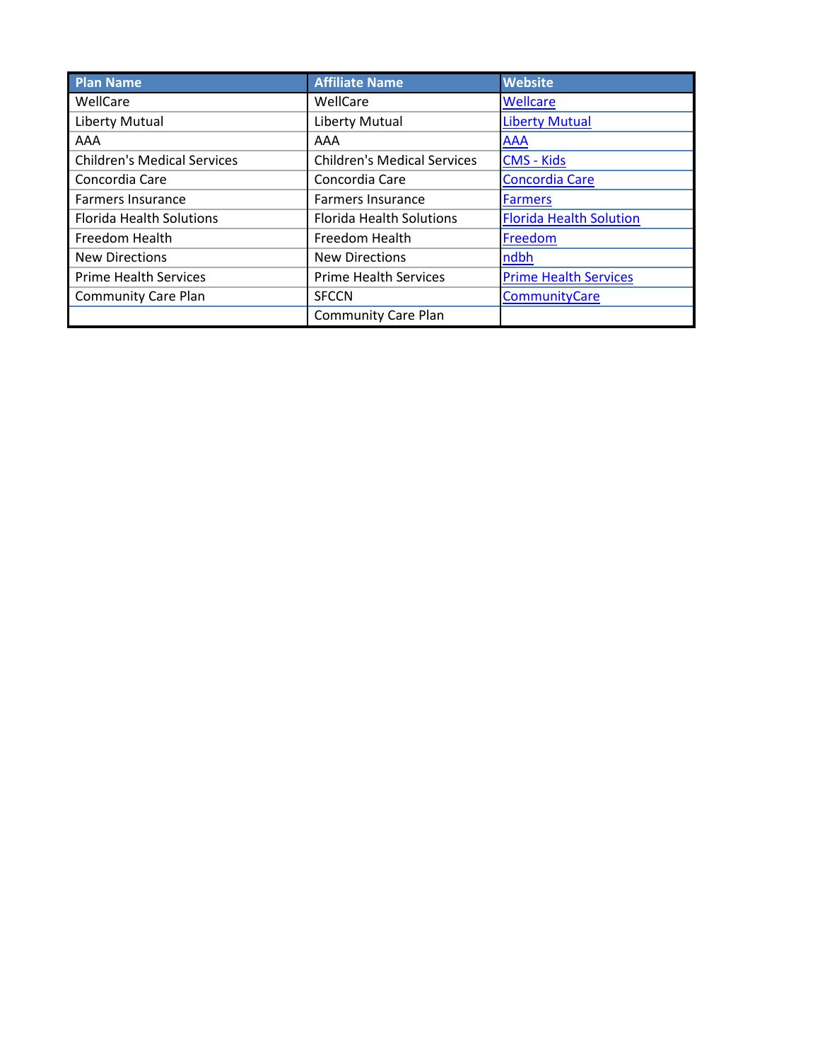| Plan Name | Affiliate Name | Website |
|---|---|---|
| WellCare | WellCare | Wellcare |
| Liberty Mutual | Liberty Mutual | Liberty Mutual |
| AAA | AAA | AAA |
| Children's Medical Services | Children's Medical Services | CMS - Kids |
| Concordia Care | Concordia Care | Concordia Care |
| Farmers Insurance | Farmers Insurance | Farmers |
| Florida Health Solutions | Florida Health Solutions | Florida Health Solution |
| Freedom Health | Freedom Health | Freedom |
| New Directions | New Directions | ndbh |
| Prime Health Services | Prime Health Services | Prime Health Services |
| Community Care Plan | SFCCN | CommunityCare |
| | Community Care Plan | |